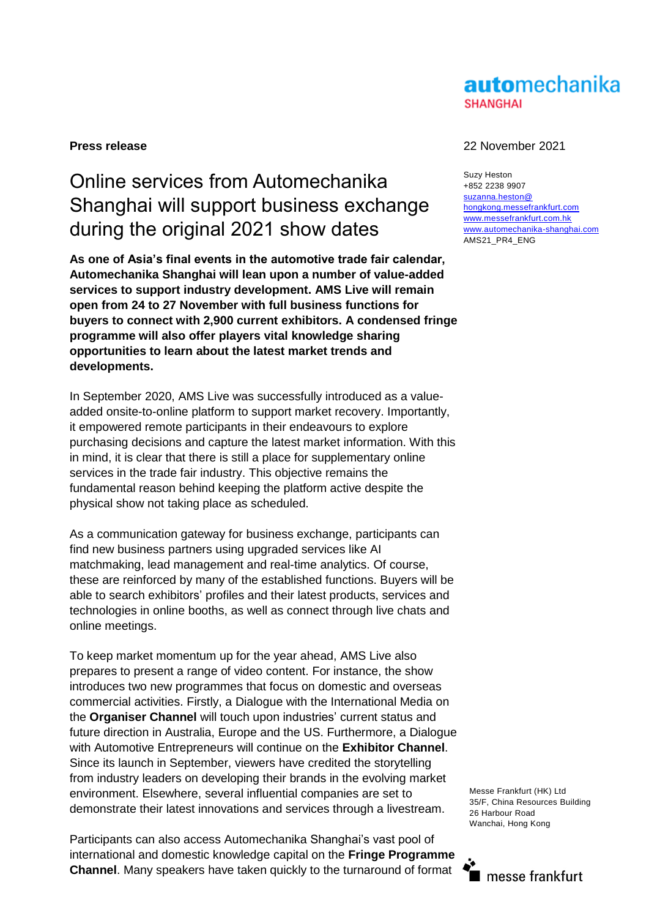**Press release**

22 November 2021

Suzy Heston
+852 2238 9907
suzanna.heston@hongkong.messefrankfurt.com
www.messefrankfurt.com.hk
www.automechanika-shanghai.com
AMS21_PR4_ENG

# Online services from Automechanika Shanghai will support business exchange during the original 2021 show dates

**As one of Asia's final events in the automotive trade fair calendar, Automechanika Shanghai will lean upon a number of value-added services to support industry development. AMS Live will remain open from 24 to 27 November with full business functions for buyers to connect with 2,900 current exhibitors. A condensed fringe programme will also offer players vital knowledge sharing opportunities to learn about the latest market trends and developments.**

In September 2020, AMS Live was successfully introduced as a value-added onsite-to-online platform to support market recovery. Importantly, it empowered remote participants in their endeavours to explore purchasing decisions and capture the latest market information. With this in mind, it is clear that there is still a place for supplementary online services in the trade fair industry. This objective remains the fundamental reason behind keeping the platform active despite the physical show not taking place as scheduled.

As a communication gateway for business exchange, participants can find new business partners using upgraded services like AI matchmaking, lead management and real-time analytics. Of course, these are reinforced by many of the established functions. Buyers will be able to search exhibitors' profiles and their latest products, services and technologies in online booths, as well as connect through live chats and online meetings.

To keep market momentum up for the year ahead, AMS Live also prepares to present a range of video content. For instance, the show introduces two new programmes that focus on domestic and overseas commercial activities. Firstly, a Dialogue with the International Media on the **Organiser Channel** will touch upon industries' current status and future direction in Australia, Europe and the US. Furthermore, a Dialogue with Automotive Entrepreneurs will continue on the **Exhibitor Channel**. Since its launch in September, viewers have credited the storytelling from industry leaders on developing their brands in the evolving market environment. Elsewhere, several influential companies are set to demonstrate their latest innovations and services through a livestream.

Participants can also access Automechanika Shanghai's vast pool of international and domestic knowledge capital on the **Fringe Programme Channel**. Many speakers have taken quickly to the turnaround of format

Messe Frankfurt (HK) Ltd
35/F, China Resources Building
26 Harbour Road
Wanchai, Hong Kong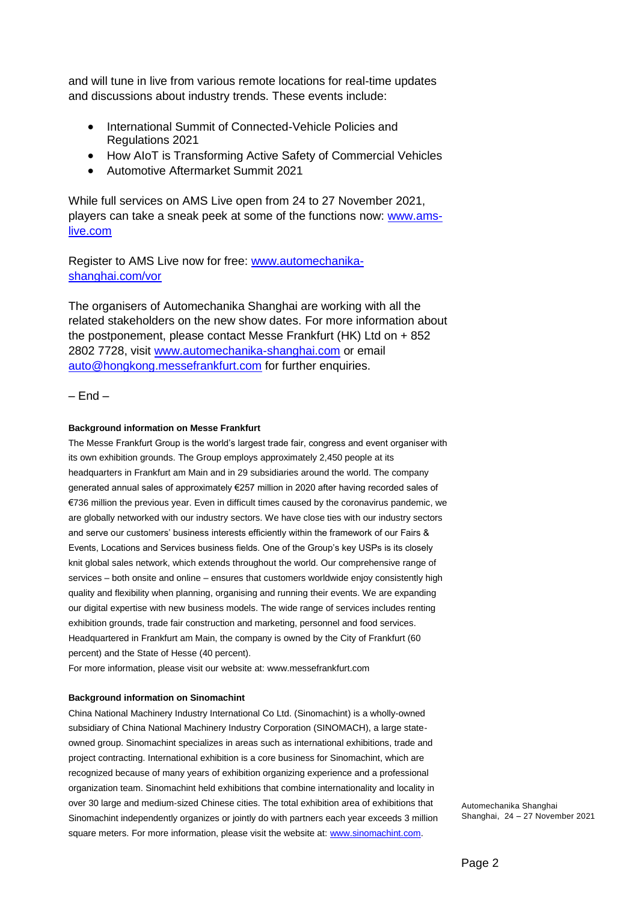and will tune in live from various remote locations for real-time updates and discussions about industry trends. These events include:

- International Summit of Connected-Vehicle Policies and Regulations 2021
- How AIoT is Transforming Active Safety of Commercial Vehicles
- Automotive Aftermarket Summit 2021

While full services on AMS Live open from 24 to 27 November 2021, players can take a sneak peek at some of the functions now: [www.ams-live.com](www.ams-live.com)

Register to AMS Live now for free: [www.automechanika-shanghai.com/vor](www.automechanika-shanghai.com/vor)

The organisers of Automechanika Shanghai are working with all the related stakeholders on the new show dates. For more information about the postponement, please contact Messe Frankfurt (HK) Ltd on + 852 2802 7728, visit [www.automechanika-shanghai.com](www.automechanika-shanghai.com) or email [auto@hongkong.messefrankfurt.com](mailto:auto@hongkong.messefrankfurt.com) for further enquiries.

– End –

**Background information on Messe Frankfurt**

The Messe Frankfurt Group is the world's largest trade fair, congress and event organiser with its own exhibition grounds. The Group employs approximately 2,450 people at its headquarters in Frankfurt am Main and in 29 subsidiaries around the world. The company generated annual sales of approximately €257 million in 2020 after having recorded sales of €736 million the previous year. Even in difficult times caused by the coronavirus pandemic, we are globally networked with our industry sectors. We have close ties with our industry sectors and serve our customers' business interests efficiently within the framework of our Fairs & Events, Locations and Services business fields. One of the Group's key USPs is its closely knit global sales network, which extends throughout the world. Our comprehensive range of services – both onsite and online – ensures that customers worldwide enjoy consistently high quality and flexibility when planning, organising and running their events. We are expanding our digital expertise with new business models. The wide range of services includes renting exhibition grounds, trade fair construction and marketing, personnel and food services. Headquartered in Frankfurt am Main, the company is owned by the City of Frankfurt (60 percent) and the State of Hesse (40 percent).

For more information, please visit our website at: www.messefrankfurt.com

**Background information on Sinomachint**

China National Machinery Industry International Co Ltd. (Sinomachint) is a wholly-owned subsidiary of China National Machinery Industry Corporation (SINOMACH), a large state-owned group. Sinomachint specializes in areas such as international exhibitions, trade and project contracting. International exhibition is a core business for Sinomachint, which are recognized because of many years of exhibition organizing experience and a professional organization team. Sinomachint held exhibitions that combine internationality and locality in over 30 large and medium-sized Chinese cities. The total exhibition area of exhibitions that Sinomachint independently organizes or jointly do with partners each year exceeds 3 million square meters. For more information, please visit the website at: [www.sinomachint.com](www.sinomachint.com).